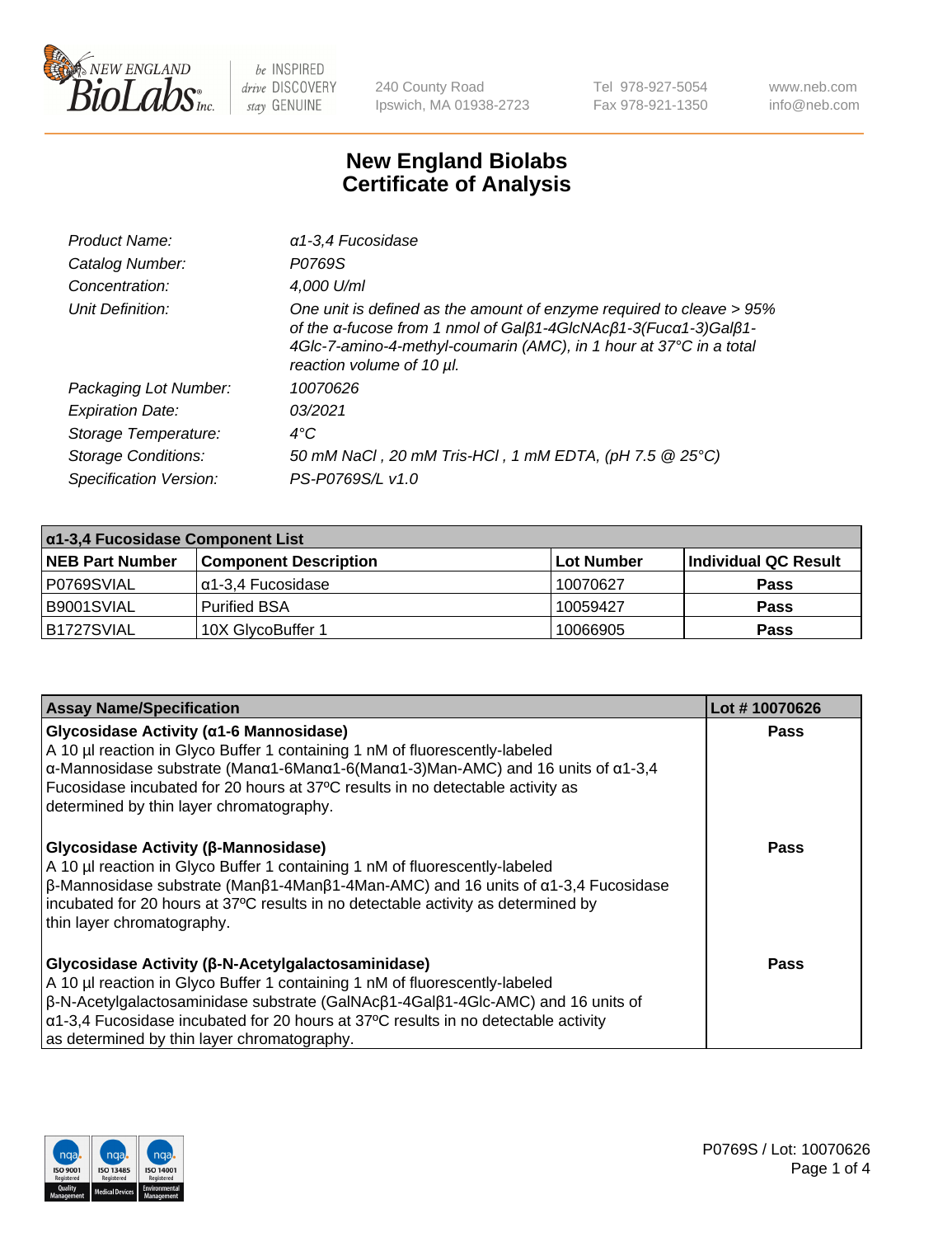# New England Biolabs Certificate of Analysis

| | |
|---|---|
| *Product Name:* | *α1-3,4 Fucosidase* |
| *Catalog Number:* | *P0769S* |
| *Concentration:* | *4,000 U/ml* |
| *Unit Definition:* | *One unit is defined as the amount of enzyme required to cleave > 95% of the α-fucose from 1 nmol of Galβ1-4GlcNAcβ1-3(Fucα1-3)Galβ1-4Glc-7-amino-4-methyl-coumarin (AMC), in 1 hour at 37°C in a total reaction volume of 10 µl.* |
| *Packaging Lot Number:* | *10070626* |
| *Expiration Date:* | *03/2021* |
| *Storage Temperature:* | *4°C* |
| *Storage Conditions:* | *50 mM NaCl , 20 mM Tris-HCl , 1 mM EDTA, (pH 7.5 @ 25°C)* |
| *Specification Version:* | *PS-P0769S/L v1.0* |

| α1-3,4 Fucosidase Component List | | | |
|---|---|---|---|
| **NEB Part Number** | **Component Description** | **Lot Number** | **Individual QC Result** |
| P0769SVIAL | α1-3,4 Fucosidase | 10070627 | **Pass** |
| B9001SVIAL | Purified BSA | 10059427 | **Pass** |
| B1727SVIAL | 10X GlycoBuffer 1 | 10066905 | **Pass** |

| Assay Name/Specification | Lot # 10070626 |
|---|---|
| **Glycosidase Activity (α1-6 Mannosidase)**<br>A 10 µl reaction in Glyco Buffer 1 containing 1 nM of fluorescently-labeled α-Mannosidase substrate (Manα1-6Manα1-6(Manα1-3)Man-AMC) and 16 units of α1-3,4 Fucosidase incubated for 20 hours at 37ºC results in no detectable activity as determined by thin layer chromatography. | **Pass** |
| **Glycosidase Activity (β-Mannosidase)**<br>A 10 µl reaction in Glyco Buffer 1 containing 1 nM of fluorescently-labeled β-Mannosidase substrate (Manβ1-4Manβ1-4Man-AMC) and 16 units of α1-3,4 Fucosidase incubated for 20 hours at 37ºC results in no detectable activity as determined by thin layer chromatography. | **Pass** |
| **Glycosidase Activity (β-N-Acetylgalactosaminidase)**<br>A 10 µl reaction in Glyco Buffer 1 containing 1 nM of fluorescently-labeled β-N-Acetylgalactosaminidase substrate (GalNAcβ1-4Galβ1-4Glc-AMC) and 16 units of α1-3,4 Fucosidase incubated for 20 hours at 37ºC results in no detectable activity as determined by thin layer chromatography. | **Pass** |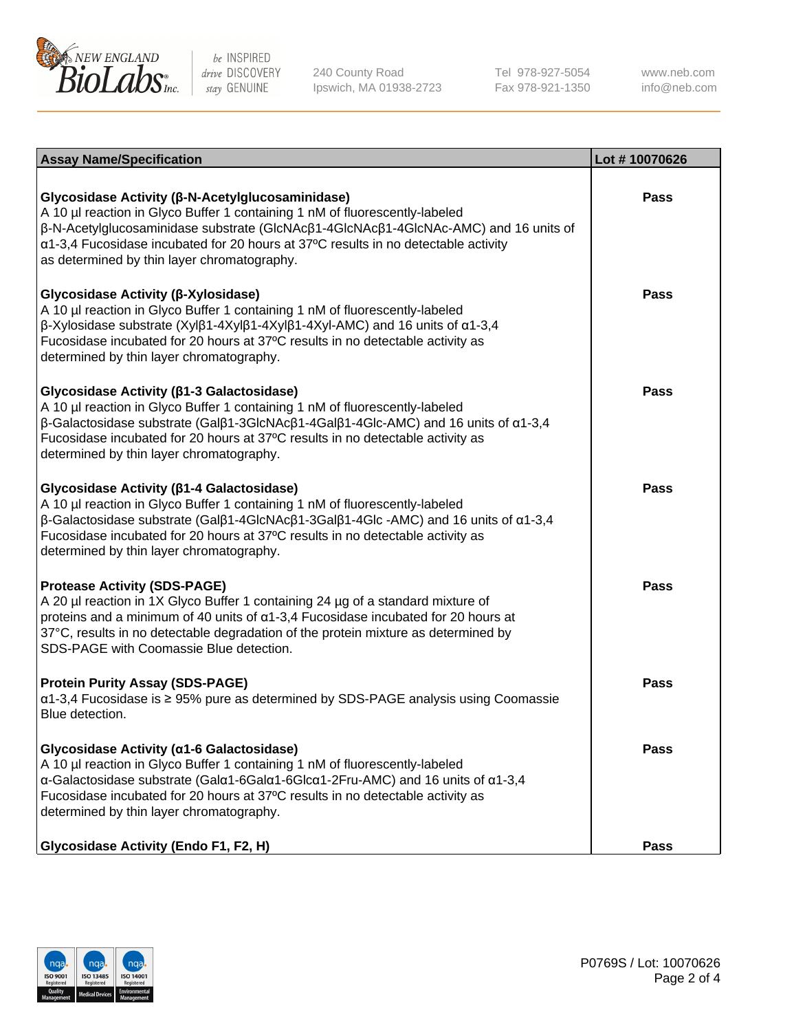| Assay Name/Specification | Lot # 10070626 |
|---|---|
| **Glycosidase Activity (β-N-Acetylglucosaminidase)**<br>A 10 µl reaction in Glyco Buffer 1 containing 1 nM of fluorescently-labeled β-N-Acetylglucosaminidase substrate (GlcNAcβ1-4GlcNAcβ1-4GlcNAc-AMC) and 16 units of α1-3,4 Fucosidase incubated for 20 hours at 37ºC results in no detectable activity as determined by thin layer chromatography. | Pass |
| **Glycosidase Activity (β-Xylosidase)**<br>A 10 µl reaction in Glyco Buffer 1 containing 1 nM of fluorescently-labeled β-Xylosidase substrate (Xylβ1-4Xylβ1-4Xylβ1-4Xyl-AMC) and 16 units of α1-3,4 Fucosidase incubated for 20 hours at 37ºC results in no detectable activity as determined by thin layer chromatography. | Pass |
| **Glycosidase Activity (β1-3 Galactosidase)**<br>A 10 µl reaction in Glyco Buffer 1 containing 1 nM of fluorescently-labeled β-Galactosidase substrate (Galβ1-3GlcNAcβ1-4Galβ1-4Glc-AMC) and 16 units of α1-3,4 Fucosidase incubated for 20 hours at 37ºC results in no detectable activity as determined by thin layer chromatography. | Pass |
| **Glycosidase Activity (β1-4 Galactosidase)**<br>A 10 µl reaction in Glyco Buffer 1 containing 1 nM of fluorescently-labeled β-Galactosidase substrate (Galβ1-4GlcNAcβ1-3Galβ1-4Glc -AMC) and 16 units of α1-3,4 Fucosidase incubated for 20 hours at 37ºC results in no detectable activity as determined by thin layer chromatography. | Pass |
| **Protease Activity (SDS-PAGE)**<br>A 20 µl reaction in 1X Glyco Buffer 1 containing 24 µg of a standard mixture of proteins and a minimum of 40 units of α1-3,4 Fucosidase incubated for 20 hours at 37°C, results in no detectable degradation of the protein mixture as determined by SDS-PAGE with Coomassie Blue detection. | Pass |
| **Protein Purity Assay (SDS-PAGE)**<br>α1-3,4 Fucosidase is ≥ 95% pure as determined by SDS-PAGE analysis using Coomassie Blue detection. | Pass |
| **Glycosidase Activity (α1-6 Galactosidase)**<br>A 10 µl reaction in Glyco Buffer 1 containing 1 nM of fluorescently-labeled α-Galactosidase substrate (Galα1-6Galα1-6Glcα1-2Fru-AMC) and 16 units of α1-3,4 Fucosidase incubated for 20 hours at 37ºC results in no detectable activity as determined by thin layer chromatography. | Pass |
| **Glycosidase Activity (Endo F1, F2, H)** | Pass |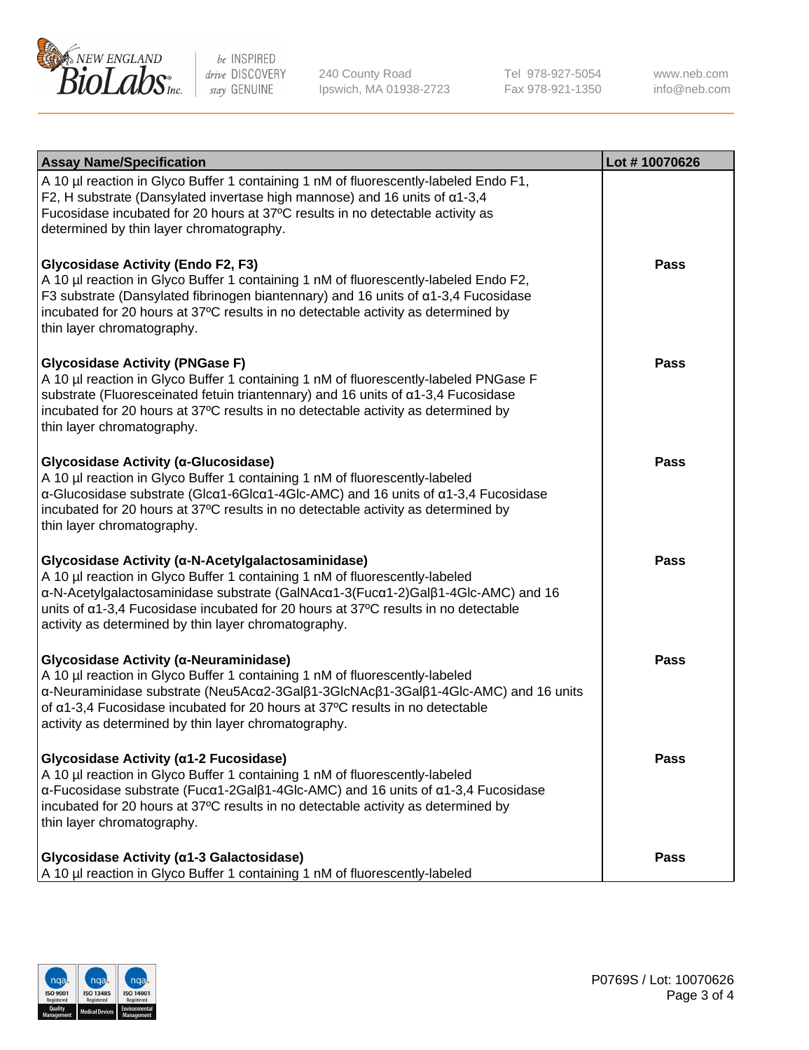| Assay Name/Specification | Lot # 10070626 |
|---|---|
| A 10 µl reaction in Glyco Buffer 1 containing 1 nM of fluorescently-labeled Endo F1, F2, H substrate (Dansylated invertase high mannose) and 16 units of α1-3,4 Fucosidase incubated for 20 hours at 37ºC results in no detectable activity as determined by thin layer chromatography. | |
| **Glycosidase Activity (Endo F2, F3)**<br>A 10 µl reaction in Glyco Buffer 1 containing 1 nM of fluorescently-labeled Endo F2, F3 substrate (Dansylated fibrinogen biantennary) and 16 units of α1-3,4 Fucosidase incubated for 20 hours at 37ºC results in no detectable activity as determined by thin layer chromatography. | Pass |
| **Glycosidase Activity (PNGase F)**<br>A 10 µl reaction in Glyco Buffer 1 containing 1 nM of fluorescently-labeled PNGase F substrate (Fluoresceinated fetuin triantennary) and 16 units of α1-3,4 Fucosidase incubated for 20 hours at 37ºC results in no detectable activity as determined by thin layer chromatography. | Pass |
| **Glycosidase Activity (α-Glucosidase)**<br>A 10 µl reaction in Glyco Buffer 1 containing 1 nM of fluorescently-labeled α-Glucosidase substrate (Glcα1-6Glcα1-4Glc-AMC) and 16 units of α1-3,4 Fucosidase incubated for 20 hours at 37ºC results in no detectable activity as determined by thin layer chromatography. | Pass |
| **Glycosidase Activity (α-N-Acetylgalactosaminidase)**<br>A 10 µl reaction in Glyco Buffer 1 containing 1 nM of fluorescently-labeled α-N-Acetylgalactosaminidase substrate (GalNAcα1-3(Fucα1-2)Galβ1-4Glc-AMC) and 16 units of α1-3,4 Fucosidase incubated for 20 hours at 37ºC results in no detectable activity as determined by thin layer chromatography. | Pass |
| **Glycosidase Activity (α-Neuraminidase)**<br>A 10 µl reaction in Glyco Buffer 1 containing 1 nM of fluorescently-labeled α-Neuraminidase substrate (Neu5Acα2-3Galβ1-3GlcNAcβ1-3Galβ1-4Glc-AMC) and 16 units of α1-3,4 Fucosidase incubated for 20 hours at 37ºC results in no detectable activity as determined by thin layer chromatography. | Pass |
| **Glycosidase Activity (α1-2 Fucosidase)**<br>A 10 µl reaction in Glyco Buffer 1 containing 1 nM of fluorescently-labeled α-Fucosidase substrate (Fucα1-2Galβ1-4Glc-AMC) and 16 units of α1-3,4 Fucosidase incubated for 20 hours at 37ºC results in no detectable activity as determined by thin layer chromatography. | Pass |
| **Glycosidase Activity (α1-3 Galactosidase)**<br>A 10 µl reaction in Glyco Buffer 1 containing 1 nM of fluorescently-labeled | Pass |

P0769S / Lot: 10070626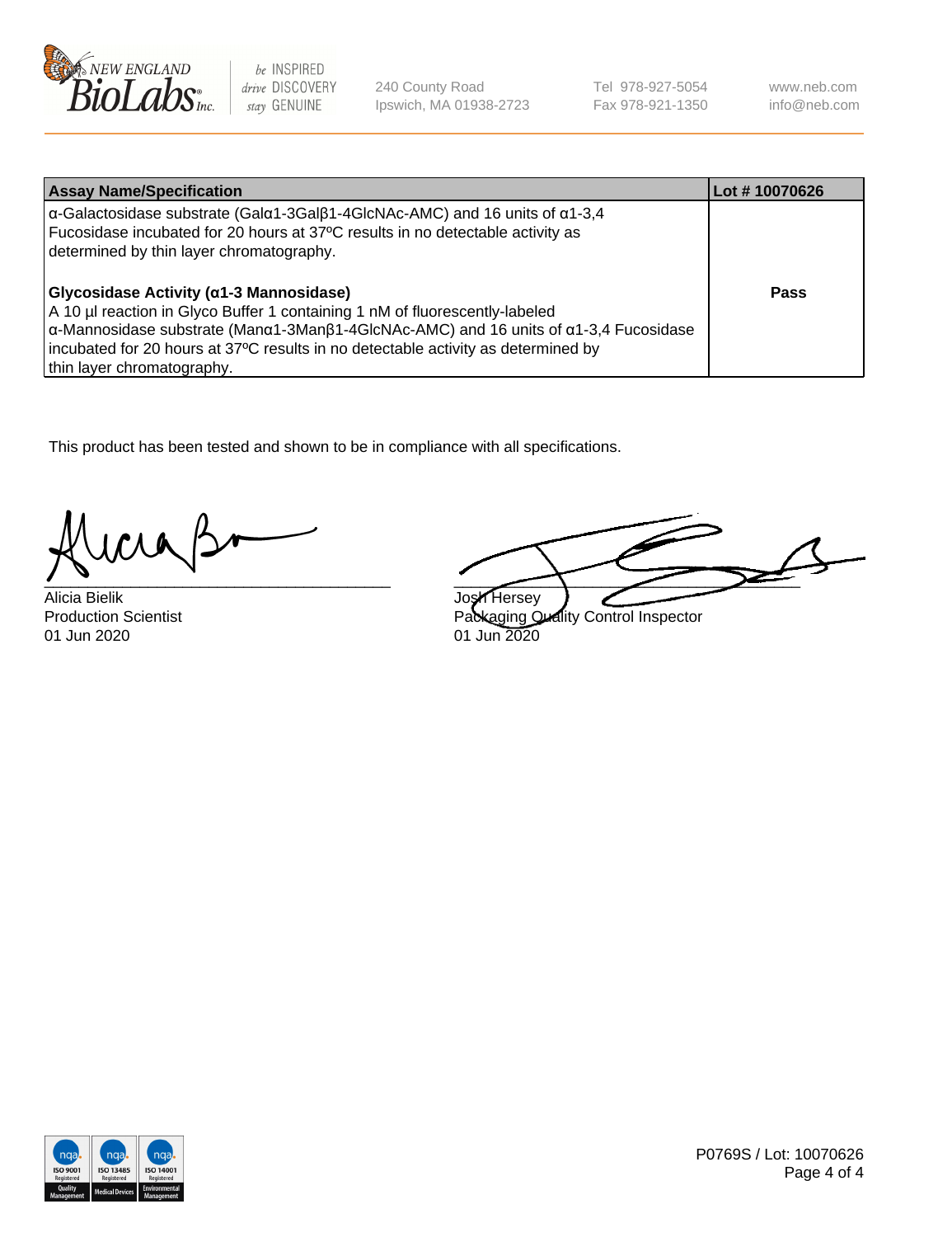| Assay Name/Specification | Lot # 10070626 |
|---|---|
| α-Galactosidase substrate (Galα1-3Galβ1-4GlcNAc-AMC) and 16 units of α1-3,4 Fucosidase incubated for 20 hours at 37ºC results in no detectable activity as determined by thin layer chromatography. | |
| **Glycosidase Activity (α1-3 Mannosidase)**<br>A 10 µl reaction in Glyco Buffer 1 containing 1 nM of fluorescently-labeled α-Mannosidase substrate (Manα1-3Manβ1-4GlcNAc-AMC) and 16 units of α1-3,4 Fucosidase incubated for 20 hours at 37ºC results in no detectable activity as determined by thin layer chromatography. | **Pass** |

This product has been tested and shown to be in compliance with all specifications.

Alicia Bielik
Production Scientist
01 Jun 2020

Josh Hersey
Packaging Quality Control Inspector
01 Jun 2020

P0769S / Lot: 10070626